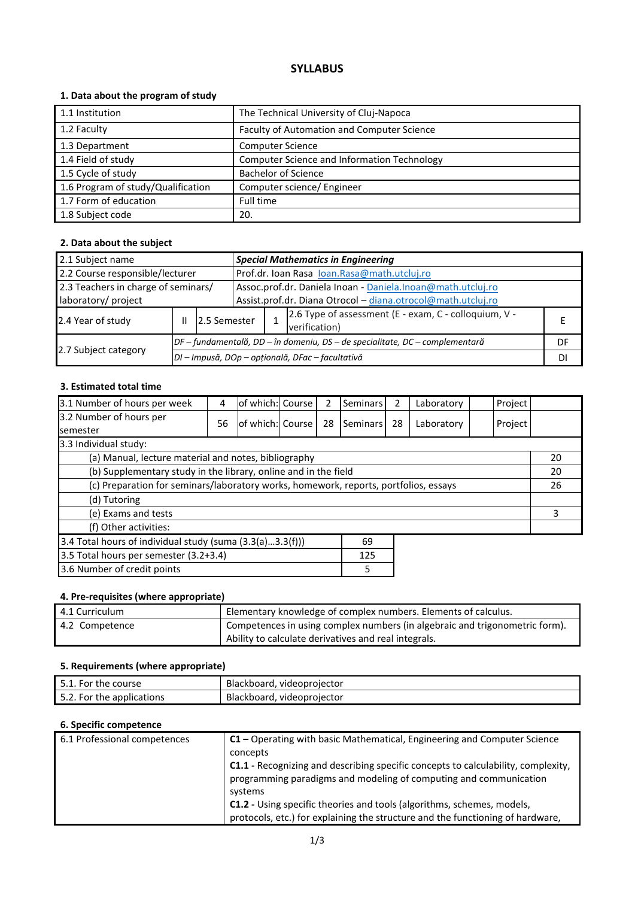# SYLLABUS

## 1. Data about the program of study

| | |
|---|---|
| 1.1 Institution | The Technical University of Cluj-Napoca |
| 1.2 Faculty | Faculty of Automation and Computer Science |
| 1.3 Department | Computer Science |
| 1.4 Field of study | Computer Science and Information Technology |
| 1.5 Cycle of study | Bachelor of Science |
| 1.6 Program of study/Qualification | Computer science/ Engineer |
| 1.7 Form of education | Full time |
| 1.8 Subject code | 20. |

## 2. Data about the subject

| | | | | | |
|---|---|---|---|---|---|
| 2.1 Subject name | ***Special Mathematics in Engineering*** | | | | |
| 2.2 Course responsible/lecturer | Prof.dr. Ioan Rasa Ioan.Rasa@math.utcluj.ro | | | | |
| 2.3 Teachers in charge of seminars/ laboratory/ project | Assoc.prof.dr. Daniela Inoan - Daniela.Inoan@math.utcluj.ro<br>Assist.prof.dr. Diana Otrocol – diana.otrocol@math.utcluj.ro | | | | |
| 2.4 Year of study | II | 2.5 Semester | 1 | 2.6 Type of assessment (E - exam, C - colloquium, V - verification) | E |
| 2.7 Subject category | *DF – fundamentală, DD – în domeniu, DS – de specialitate, DC – complementară* | | | | DF |
| | *DI – Impusă, DOp – opțională, DFac – facultativă* | | | | DI |

## 3. Estimated total time

| | | | | | | | | | |
|---|---|---|---|---|---|---|---|---|---|
| 3.1 Number of hours per week | 4 | of which: | Course | 2 | Seminars | 2 | Laboratory | | Project | |
| 3.2 Number of hours per semester | 56 | of which: | Course | 28 | Seminars | 28 | Laboratory | | Project | |

| 3.3 Individual study: | |
|---|---|
| (a) Manual, lecture material and notes, bibliography | 20 |
| (b) Supplementary study in the library, online and in the field | 20 |
| (c) Preparation for seminars/laboratory works, homework, reports, portfolios, essays | 26 |
| (d) Tutoring | |
| (e) Exams and tests | 3 |
| (f) Other activities: | |

| | |
|---|---|
| 3.4 Total hours of individual study (suma (3.3(a)...3.3(f))) | 69 |
| 3.5 Total hours per semester (3.2+3.4) | 125 |
| 3.6 Number of credit points | 5 |

## 4. Pre-requisites (where appropriate)

| | |
|---|---|
| 4.1 Curriculum | Elementary knowledge of complex numbers. Elements of calculus. |
| 4.2 Competence | Competences in using complex numbers (in algebraic and trigonometric form). Ability to calculate derivatives and real integrals. |

## 5. Requirements (where appropriate)

| | |
|---|---|
| 5.1. For the course | Blackboard, videoprojector |
| 5.2. For the applications | Blackboard, videoprojector |

## 6. Specific competence

| | |
|---|---|
| 6.1 Professional competences | **C1 –** Operating with basic Mathematical, Engineering and Computer Science concepts<br>**C1.1 -** Recognizing and describing specific concepts to calculability, complexity, programming paradigms and modeling of computing and communication systems<br>**C1.2 -** Using specific theories and tools (algorithms, schemes, models, protocols, etc.) for explaining the structure and the functioning of hardware, |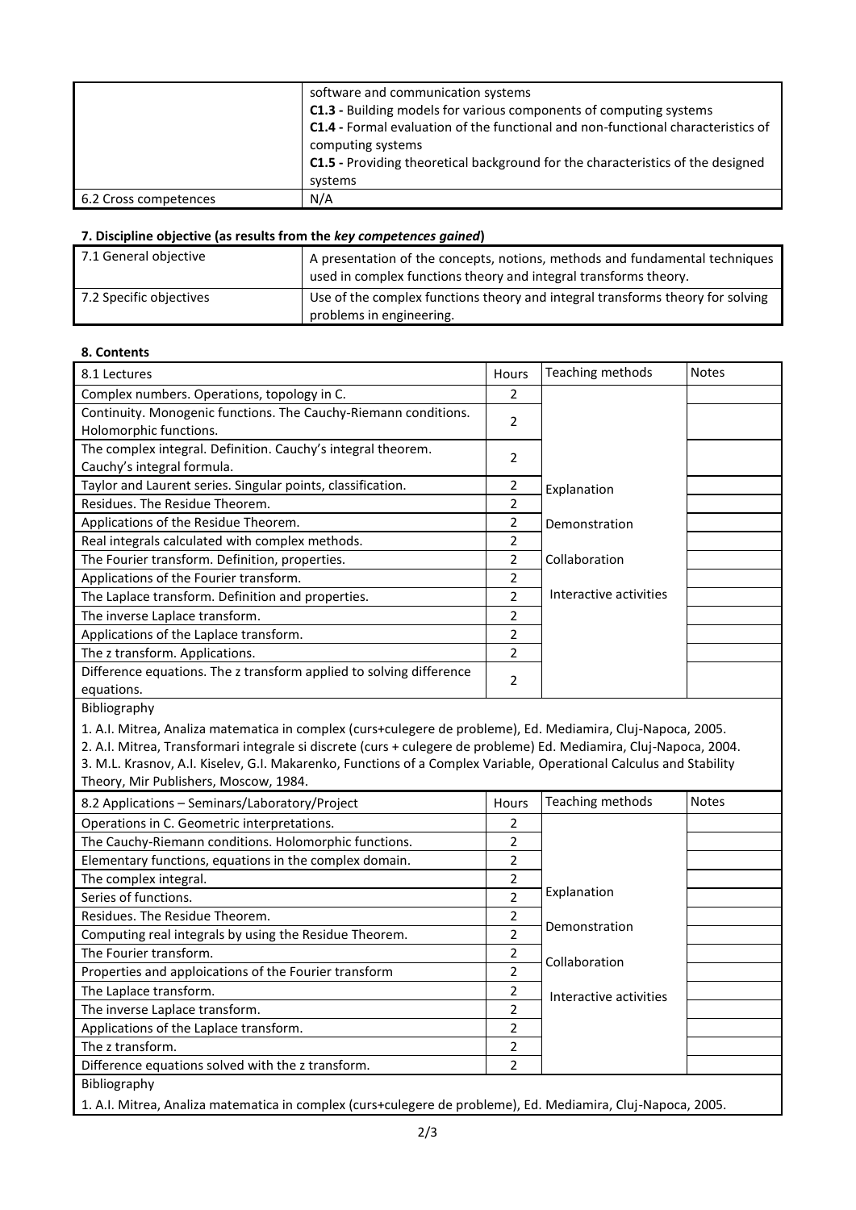| | |
|---|---|
| | software and communication systems<br>**C1.3 -** Building models for various components of computing systems<br>**C1.4 -** Formal evaluation of the functional and non-functional characteristics of computing systems<br>**C1.5 -** Providing theoretical background for the characteristics of the designed systems |
| 6.2 Cross competences | N/A |

### 7. Discipline objective (as results from the *key competences gained*)

| | |
|---|---|
| 7.1 General objective | A presentation of the concepts, notions, methods and fundamental techniques used in complex functions theory and integral transforms theory. |
| 7.2 Specific objectives | Use of the complex functions theory and integral transforms theory for solving problems in engineering. |

### 8. Contents

| 8.1 Lectures | Hours | Teaching methods | Notes |
|---|---|---|---|
| Complex numbers. Operations, topology in C. | 2 | Explanation<br><br>Demonstration<br><br>Collaboration<br><br>Interactive activities | |
| Continuity. Monogenic functions. The Cauchy-Riemann conditions. Holomorphic functions. | 2 | | |
| The complex integral. Definition. Cauchy's integral theorem. Cauchy's integral formula. | 2 | | |
| Taylor and Laurent series. Singular points, classification. | 2 | | |
| Residues. The Residue Theorem. | 2 | | |
| Applications of the Residue Theorem. | 2 | | |
| Real integrals calculated with complex methods. | 2 | | |
| The Fourier transform. Definition, properties. | 2 | | |
| Applications of the Fourier transform. | 2 | | |
| The Laplace transform. Definition and properties. | 2 | | |
| The inverse Laplace transform. | 2 | | |
| Applications of the Laplace transform. | 2 | | |
| The z transform. Applications. | 2 | | |
| Difference equations. The z transform applied to solving difference equations. | 2 | | |

Bibliography

1. A.I. Mitrea, Analiza matematica in complex (curs+culegere de probleme), Ed. Mediamira, Cluj-Napoca, 2005.
2. A.I. Mitrea, Transformari integrale si discrete (curs + culegere de probleme) Ed. Mediamira, Cluj-Napoca, 2004.
3. M.L. Krasnov, A.I. Kiselev, G.I. Makarenko, Functions of a Complex Variable, Operational Calculus and Stability Theory, Mir Publishers, Moscow, 1984.

| 8.2 Applications – Seminars/Laboratory/Project | Hours | Teaching methods | Notes |
|---|---|---|---|
| Operations in C. Geometric interpretations. | 2 | Explanation<br><br>Demonstration<br><br>Collaboration<br><br>Interactive activities | |
| The Cauchy-Riemann conditions. Holomorphic functions. | 2 | | |
| Elementary functions, equations in the complex domain. | 2 | | |
| The complex integral. | 2 | | |
| Series of functions. | 2 | | |
| Residues. The Residue Theorem. | 2 | | |
| Computing real integrals by using the Residue Theorem. | 2 | | |
| The Fourier transform. | 2 | | |
| Properties and apploications of the Fourier transform | 2 | | |
| The Laplace transform. | 2 | | |
| The inverse Laplace transform. | 2 | | |
| Applications of the Laplace transform. | 2 | | |
| The z transform. | 2 | | |
| Difference equations solved with the z transform. | 2 | | |

Bibliography

1. A.I. Mitrea, Analiza matematica in complex (curs+culegere de probleme), Ed. Mediamira, Cluj-Napoca, 2005.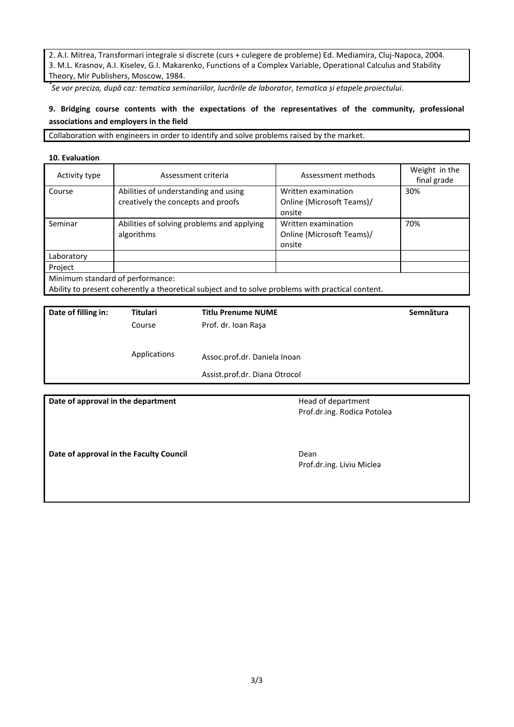2. A.I. Mitrea, Transformari integrale si discrete (curs + culegere de probleme) Ed. Mediamira, Cluj-Napoca, 2004.
3. M.L. Krasnov, A.I. Kiselev, G.I. Makarenko, Functions of a Complex Variable, Operational Calculus and Stability Theory, Mir Publishers, Moscow, 1984.

*Se vor preciza, după caz: tematica seminariilor, lucrările de laborator, tematica și etapele proiectului.*

**9. Bridging course contents with the expectations of the representatives of the community, professional associations and employers in the field**

Collaboration with engineers in order to identify and solve problems raised by the market.

**10. Evaluation**

| Activity type | Assessment criteria | Assessment methods | Weight in the final grade |
|---|---|---|---|
| Course | Abilities of understanding and using creatively the concepts and proofs | Written examination Online (Microsoft Teams)/ onsite | 30% |
| Seminar | Abilities of solving problems and applying algorithms | Written examination Online (Microsoft Teams)/ onsite | 70% |
| Laboratory | | | |
| Project | | | |
| Minimum standard of performance: Ability to present coherently a theoretical subject and to solve problems with practical content. | | | |

| Date of filling in: | Titulari | Titlu Prenume NUME | Semnătura |
|---|---|---|---|
| | Course | Prof. dr. Ioan Rașa | |
| | Applications | Assoc.prof.dr. Daniela Inoan | |
| | | Assist.prof.dr. Diana Otrocol | |

| | |
|---|---|
| **Date of approval in the department** | Head of department Prof.dr.ing. Rodica Potolea |
| **Date of approval in the Faculty Council** | Dean Prof.dr.ing. Liviu Miclea |